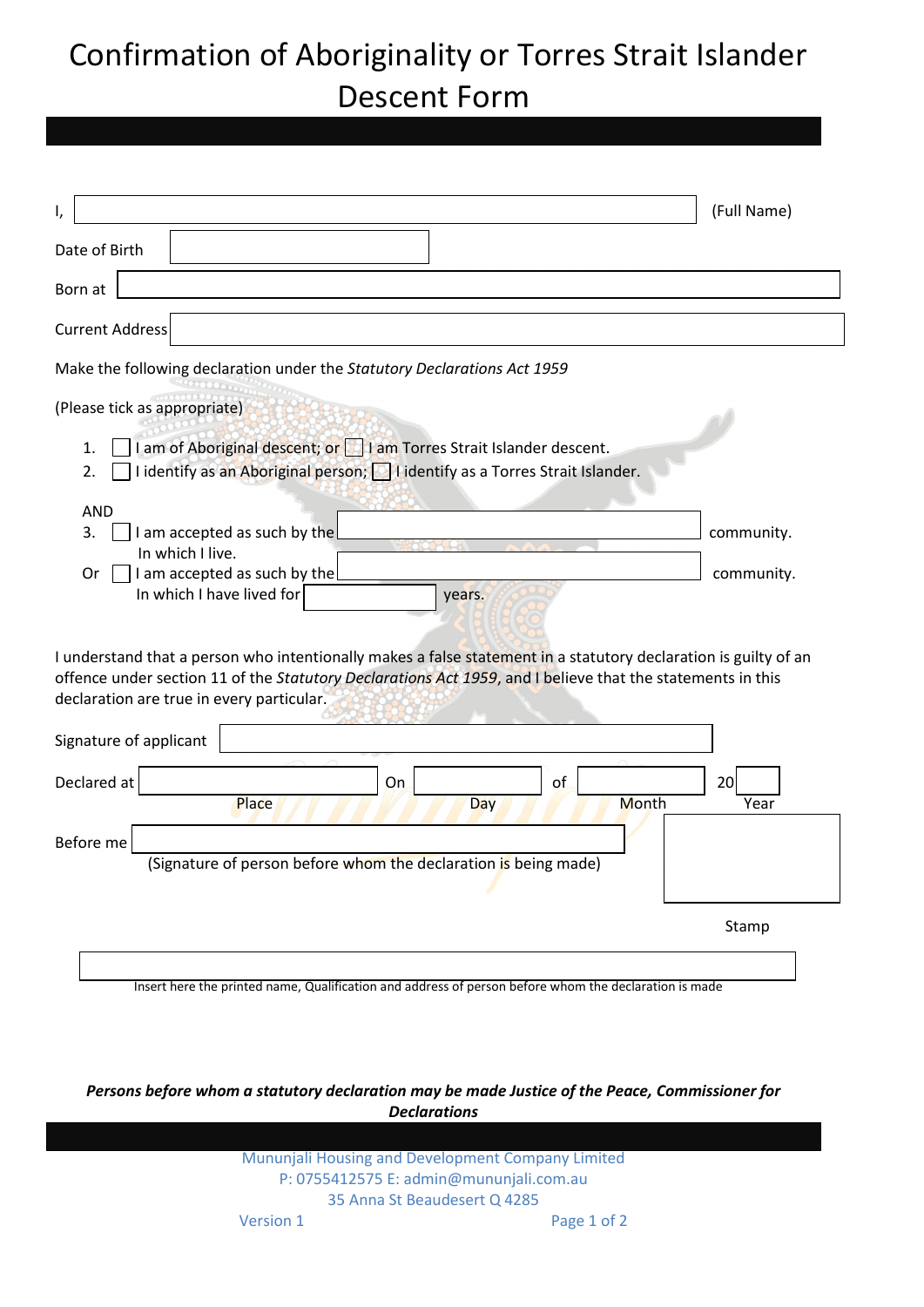# Confirmation of Aboriginality or Torres Strait Islander Descent Form

I, ______________________________ (Full Name)

Date of Birth ______________________________

Born at ______________________________

Current Address ______________________________

Make the following declaration under the *Statutory Declarations Act 1959*

(Please tick as appropriate)

1. ☐ I am of Aboriginal descent; or ☐ I am Torres Strait Islander descent.
2. ☐ I identify as an Aboriginal person; ☐ I identify as a Torres Strait Islander.

AND

3. ☐ I am accepted as such by the ______________________________ community. In which I live.

Or ☐ I am accepted as such by the ______________________________ community. In which I have lived for __________ years.

I understand that a person who intentionally makes a false statement in a statutory declaration is guilty of an offence under section 11 of the *Statutory Declarations Act 1959*, and I believe that the statements in this declaration are true in every particular.

Signature of applicant ______________________________

Declared at ______________ On ______________ of ______________ 20______
Place Day Month Year

Before me ______________________________
(Signature of person before whom the declaration is being made)

Stamp

______________________________
Insert here the printed name, Qualification and address of person before whom the declaration is made

***Persons before whom a statutory declaration may be made Justice of the Peace, Commissioner for Declarations***

Mununjali Housing and Development Company Limited
P: 0755412575 E: admin@mununjali.com.au
35 Anna St Beaudesert Q 4285
Version 1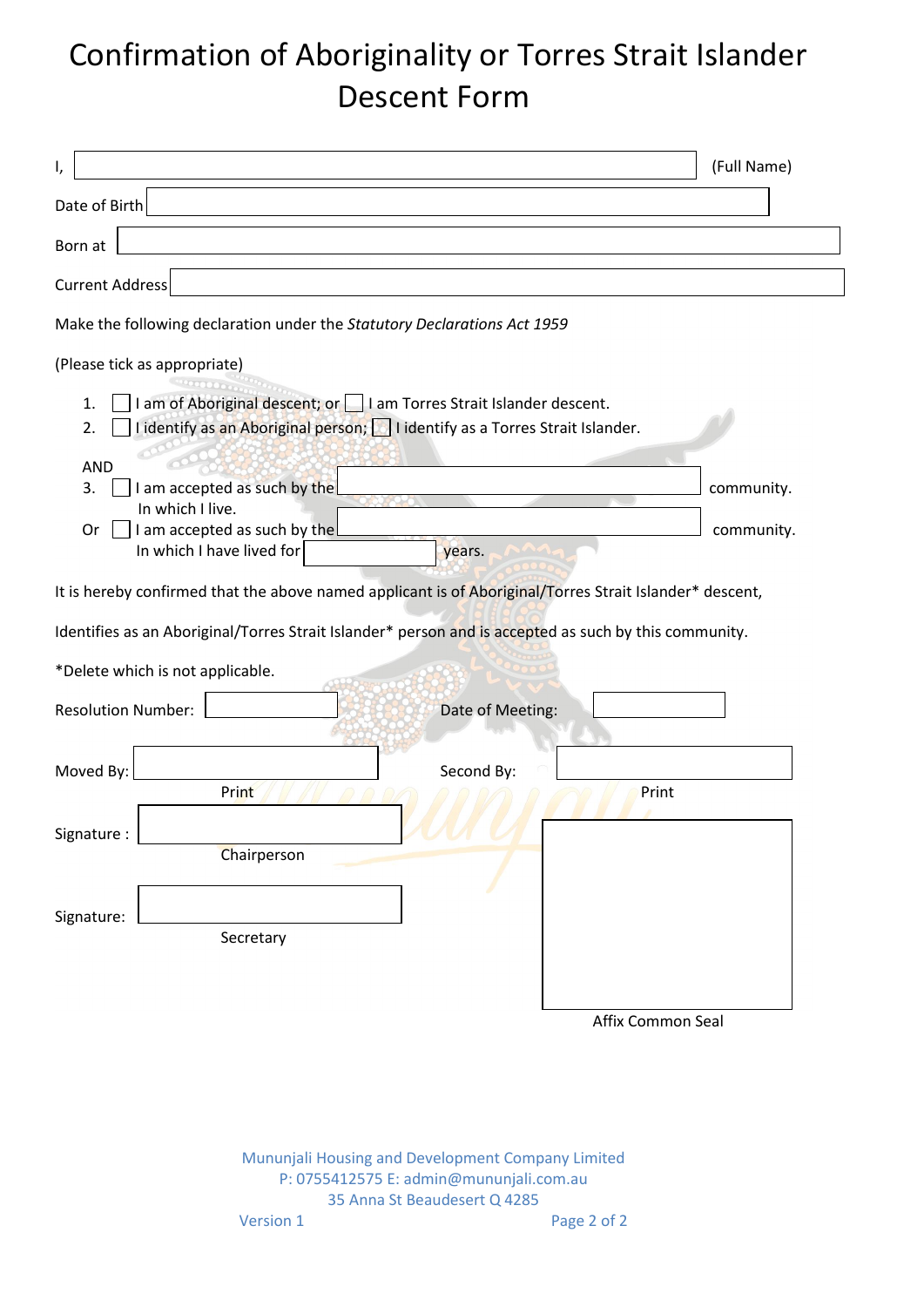# Confirmation of Aboriginality or Torres Strait Islander Descent Form

I, _______________ (Full Name)

Date of Birth _______________

Born at _______________

Current Address _______________

Make the following declaration under the *Statutory Declarations Act 1959*

(Please tick as appropriate)

1. ☐ I am of Aboriginal descent; or ☐ I am Torres Strait Islander descent.
2. ☐ I identify as an Aboriginal person; ☐ I identify as a Torres Strait Islander.

AND

3. ☐ I am accepted as such by the _______________ community. In which I live.

Or ☐ I am accepted as such by the _______________ community. In which I have lived for _______ years.

It is hereby confirmed that the above named applicant is of Aboriginal/Torres Strait Islander* descent,

Identifies as an Aboriginal/Torres Strait Islander* person and is accepted as such by this community.

*Delete which is not applicable.

Resolution Number: _______________ Date of Meeting: _______________

Moved By: _______________ Second By: _______________
Print Print

Signature : _______________
Chairperson

Signature: _______________
Secretary

Affix Common Seal

Mununjali Housing and Development Company Limited
P: 0755412575 E: admin@mununjali.com.au
35 Anna St Beaudesert Q 4285
Version 1